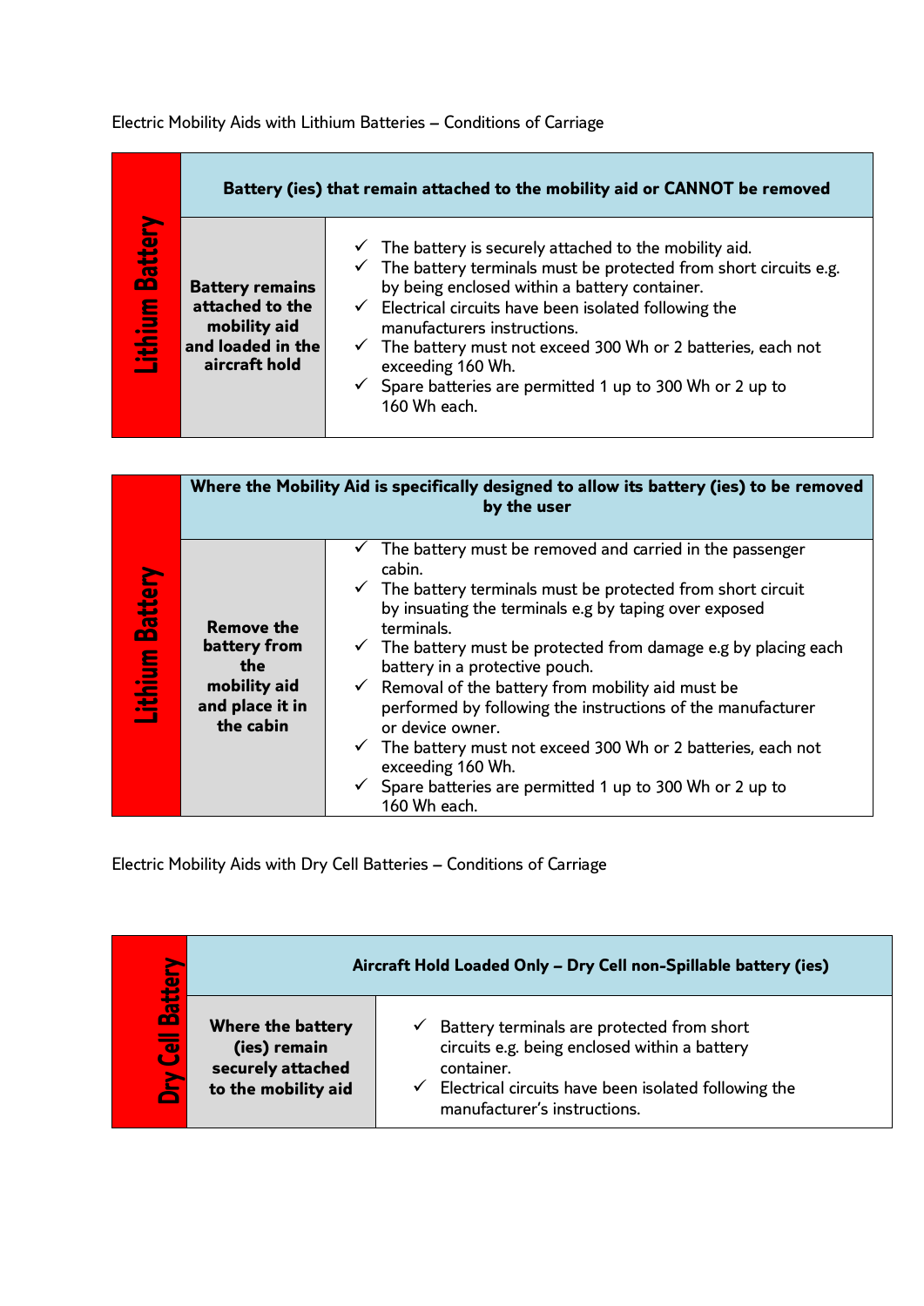Electric Mobility Aids with Lithium Batteries – Conditions of Carriage

| Lithium Battery | Battery (ies) that remain attached to the mobility aid or CANNOT be removed | |
|---|---|---|
| | **Battery remains attached to the mobility aid and loaded in the aircraft hold** | ✓ The battery is securely attached to the mobility aid.<br>✓ The battery terminals must be protected from short circuits e.g. by being enclosed within a battery container.<br>✓ Electrical circuits have been isolated following the manufacturers instructions.<br>✓ The battery must not exceed 300 Wh or 2 batteries, each not exceeding 160 Wh.<br>✓ Spare batteries are permitted 1 up to 300 Wh or 2 up to 160 Wh each. |

| Lithium Battery | Where the Mobility Aid is specifically designed to allow its battery (ies) to be removed by the user | |
|---|---|---|
| | **Remove the battery from the mobility aid and place it in the cabin** | ✓ The battery must be removed and carried in the passenger cabin.<br>✓ The battery terminals must be protected from short circuit by insuating the terminals e.g by taping over exposed terminals.<br>✓ The battery must be protected from damage e.g by placing each battery in a protective pouch.<br>✓ Removal of the battery from mobility aid must be performed by following the instructions of the manufacturer or device owner.<br>✓ The battery must not exceed 300 Wh or 2 batteries, each not exceeding 160 Wh.<br>✓ Spare batteries are permitted 1 up to 300 Wh or 2 up to 160 Wh each. |

Electric Mobility Aids with Dry Cell Batteries – Conditions of Carriage

| Dry Cell Battery | Aircraft Hold Loaded Only – Dry Cell non-Spillable battery (ies) | |
|---|---|---|
| | **Where the battery (ies) remain securely attached to the mobility aid** | ✓ Battery terminals are protected from short circuits e.g. being enclosed within a battery container.<br>✓ Electrical circuits have been isolated following the manufacturer's instructions. |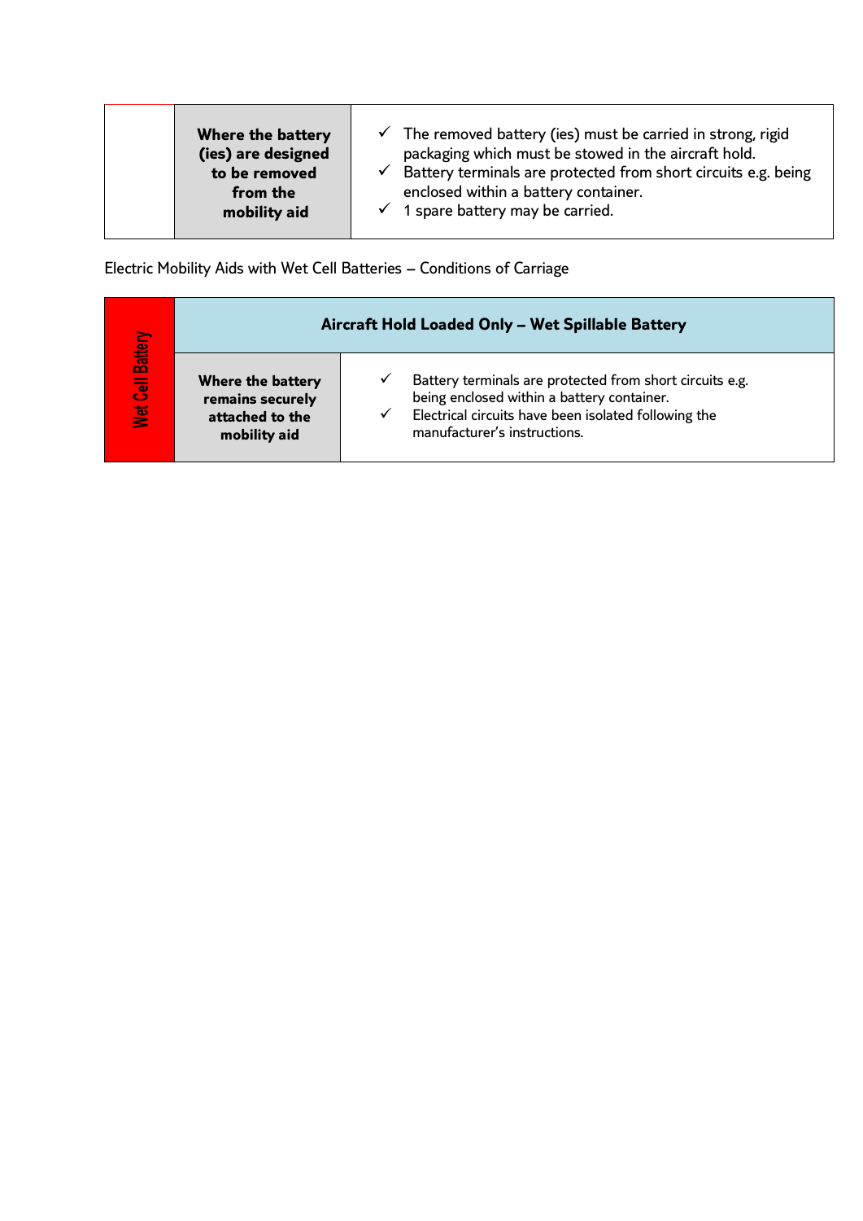| | | |
|---|---|---|
| | **Where the battery (ies) are designed to be removed from the mobility aid** | ✓ The removed battery (ies) must be carried in strong, rigid packaging which must be stowed in the aircraft hold.<br>✓ Battery terminals are protected from short circuits e.g. being enclosed within a battery container.<br>✓ 1 spare battery may be carried. |

Electric Mobility Aids with Wet Cell Batteries – Conditions of Carriage

| | | |
|---|---|---|
| **Wet Cell Battery** | **Aircraft Hold Loaded Only – Wet Spillable Battery** | |
| | **Where the battery remains securely attached to the mobility aid** | ✓ Battery terminals are protected from short circuits e.g. being enclosed within a battery container.<br>✓ Electrical circuits have been isolated following the manufacturer's instructions. |